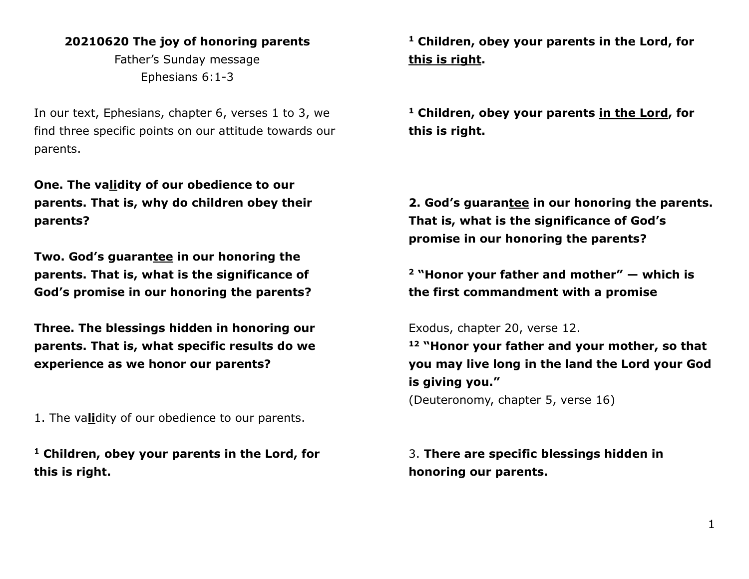**20210620 The joy of honoring parents**

Father's Sunday message

Ephesians 6:1-3

In our text, Ephesians, chapter 6, verses 1 to 3, we find three specific points on our attitude towards our parents.

**One. The va<u>li</u>dity of our obedience to our parents. That is, why do children obey their parents?**

**Two. God's guaran<u>tee</u> in our honoring the parents. That is, what is the significance of God's promise in our honoring the parents?**

**Three. The blessings hidden in honoring our parents. That is, what specific results do we experience as we honor our parents?**

1. The va**<u>li</u>**dity of our obedience to our parents.

**[1] Children, obey your parents in the Lord, for this is right.**

**[1] Children, obey your parents in the Lord, for <u>this is right</u>.**

**[1] Children, obey your parents <u>in the Lord</u>, for this is right.**

**2. God's guaran<u>tee</u> in our honoring the parents. That is, what is the significance of God's promise in our honoring the parents?**

**[2] "Honor your father and mother" — which is the first commandment with a promise**

Exodus, chapter 20, verse 12.

**[12] "Honor your father and your mother, so that you may live long in the land the Lord your God is giving you."**

(Deuteronomy, chapter 5, verse 16)

3. **There are specific blessings hidden in honoring our parents.**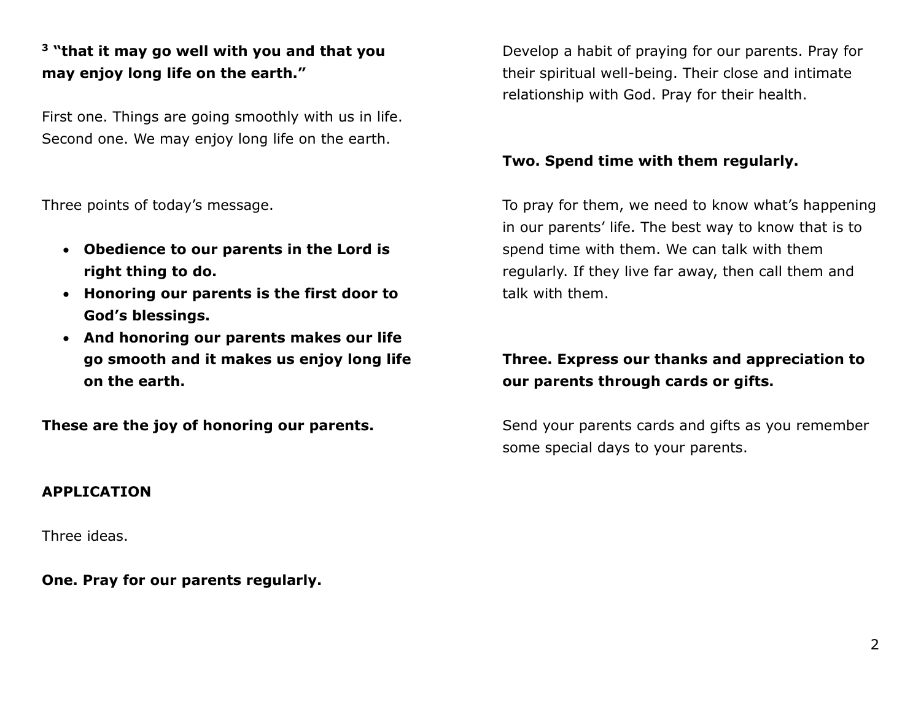**[3] "that it may go well with you and that you may enjoy long life on the earth."**

First one. Things are going smoothly with us in life. Second one. We may enjoy long life on the earth.

Three points of today's message.

- **Obedience to our parents in the Lord is right thing to do.**
- **Honoring our parents is the first door to God's blessings.**
- **And honoring our parents makes our life go smooth and it makes us enjoy long life on the earth.**

**These are the joy of honoring our parents.**

**APPLICATION**

Three ideas.

**One. Pray for our parents regularly.**

Develop a habit of praying for our parents. Pray for their spiritual well-being. Their close and intimate relationship with God. Pray for their health.

**Two. Spend time with them regularly.**

To pray for them, we need to know what's happening in our parents' life. The best way to know that is to spend time with them. We can talk with them regularly. If they live far away, then call them and talk with them.

**Three. Express our thanks and appreciation to our parents through cards or gifts.**

Send your parents cards and gifts as you remember some special days to your parents.